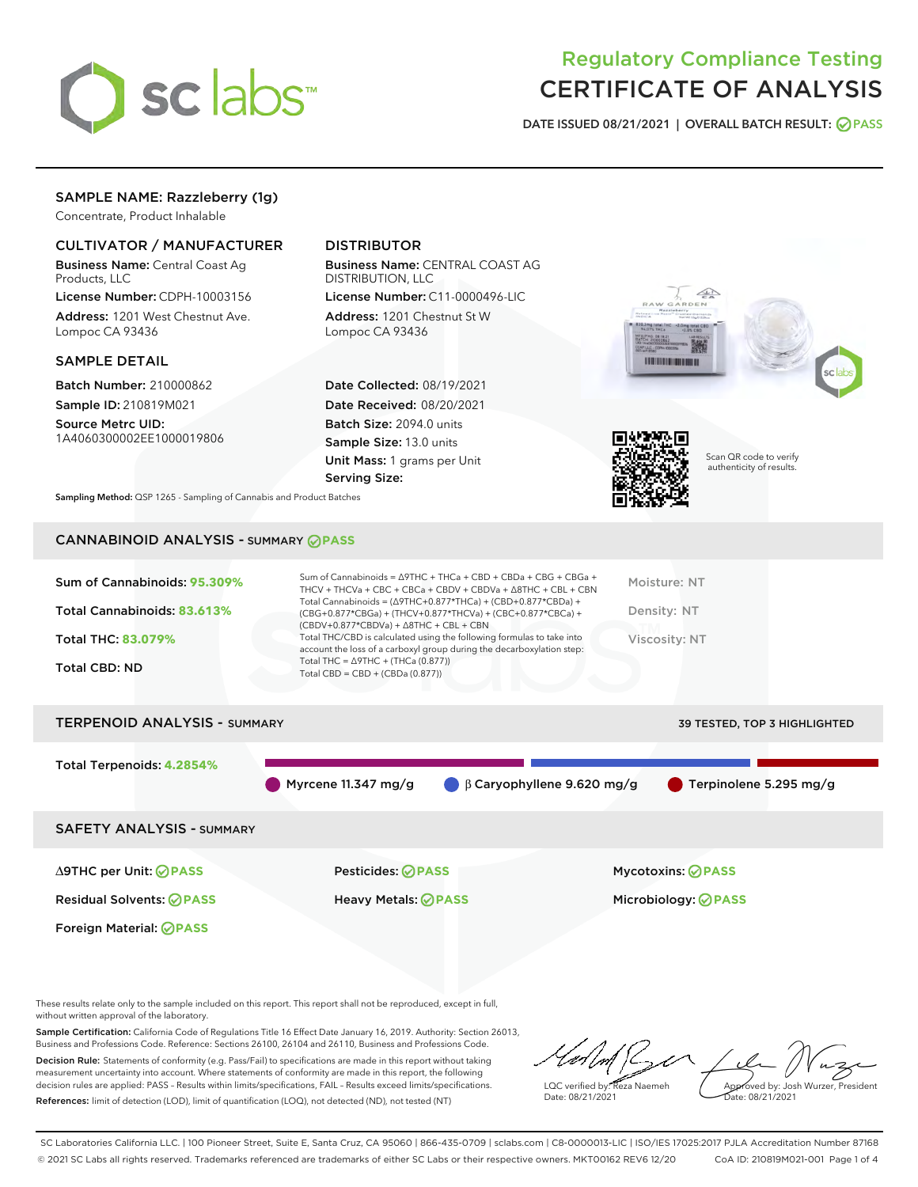# Regulatory Compliance Testing
# CERTIFICATE OF ANALYSIS

DATE ISSUED 08/21/2021 | OVERALL BATCH RESULT: PASS

## SAMPLE NAME: Razzleberry (1g)

Concentrate, Product Inhalable

### CULTIVATOR / MANUFACTURER

**Business Name:** Central Coast Ag Products, LLC

**License Number:** CDPH-10003156

**Address:** 1201 West Chestnut Ave. Lompoc CA 93436

### DISTRIBUTOR

**Business Name:** CENTRAL COAST AG DISTRIBUTION, LLC

**License Number:** C11-0000496-LIC

**Address:** 1201 Chestnut St W Lompoc CA 93436

### SAMPLE DETAIL

**Batch Number:** 210000862

**Sample ID:** 210819M021

**Source Metrc UID:** 1A4060300002EE1000019806

**Date Collected:** 08/19/2021

**Date Received:** 08/20/2021

**Batch Size:** 2094.0 units

**Sample Size:** 13.0 units

**Unit Mass:** 1 grams per Unit

**Serving Size:**

Scan QR code to verify authenticity of results.

**Sampling Method:** QSP 1265 - Sampling of Cannabis and Product Batches

## CANNABINOID ANALYSIS - SUMMARY PASS

Sum of Cannabinoids: **95.309%**

Total Cannabinoids: **83.613%**

Total THC: **83.079%**

Total CBD: ND

Sum of Cannabinoids = Δ9THC + THCa + CBD + CBDa + CBG + CBGa + THCV + THCVa + CBC + CBCa + CBDV + CBDVa + Δ8THC + CBL + CBN

Total Cannabinoids = (Δ9THC+0.877*THCa) + (CBD+0.877*CBDa) + (CBG+0.877*CBGa) + (THCV+0.877*THCVa) + (CBC+0.877*CBCa) + (CBDV+0.877*CBDVa) + Δ8THC + CBL + CBN

Total THC/CBD is calculated using the following formulas to take into account the loss of a carboxyl group during the decarboxylation step:

Total THC = Δ9THC + (THCa (0.877))

Total CBD = CBD + (CBDa (0.877))

Moisture: NT

Density: NT

Viscosity: NT

## TERPENOID ANALYSIS - SUMMARY

39 TESTED, TOP 3 HIGHLIGHTED

Total Terpenoids: **4.2854%**

- Myrcene 11.347 mg/g
- β Caryophyllene 9.620 mg/g
- Terpinolene 5.295 mg/g

## SAFETY ANALYSIS - SUMMARY

| | | |
|---|---|---|
| Δ9THC per Unit: PASS | Pesticides: PASS | Mycotoxins: PASS |
| Residual Solvents: PASS | Heavy Metals: PASS | Microbiology: PASS |
| Foreign Material: PASS | | |

These results relate only to the sample included on this report. This report shall not be reproduced, except in full, without written approval of the laboratory.

**Sample Certification:** California Code of Regulations Title 16 Effect Date January 16, 2019. Authority: Section 26013, Business and Professions Code. Reference: Sections 26100, 26104 and 26110, Business and Professions Code.

**Decision Rule:** Statements of conformity (e.g. Pass/Fail) to specifications are made in this report without taking measurement uncertainty into account. Where statements of conformity are made in this report, the following decision rules are applied: PASS – Results within limits/specifications, FAIL – Results exceed limits/specifications.

**References:** limit of detection (LOD), limit of quantification (LOQ), not detected (ND), not tested (NT)

LQC verified by: Reza Naemeh
Date: 08/21/2021

Approved by: Josh Wurzer, President
Date: 08/21/2021

SC Laboratories California LLC. | 100 Pioneer Street, Suite E, Santa Cruz, CA 95060 | 866-435-0709 | sclabs.com | C8-0000013-LIC | ISO/IES 17025:2017 PJLA Accreditation Number 87168
© 2021 SC Labs all rights reserved. Trademarks referenced are trademarks of either SC Labs or their respective owners. MKT00162 REV6 12/20 CoA ID: 210819M021-001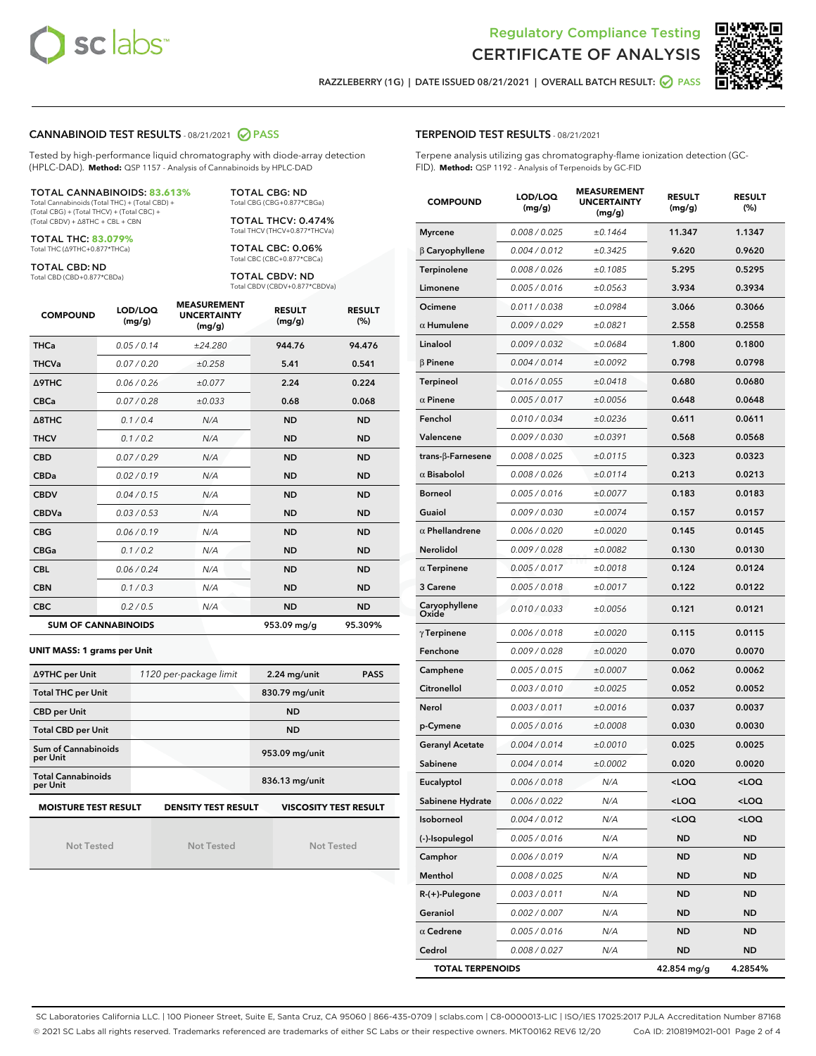Regulatory Compliance Testing

# CERTIFICATE OF ANALYSIS

RAZZLEBERRY (1G) | DATE ISSUED 08/21/2021 | OVERALL BATCH RESULT: PASS

## CANNABINOID TEST RESULTS - 08/21/2021 PASS

Tested by high-performance liquid chromatography with diode-array detection (HPLC-DAD). **Method:** QSP 1157 - Analysis of Cannabinoids by HPLC-DAD

**TOTAL CANNABINOIDS: 83.613%**
Total Cannabinoids (Total THC) + (Total CBD) + (Total CBG) + (Total THCV) + (Total CBC) + (Total CBDV) + Δ8THC + CBL + CBN

**TOTAL THC: 83.079%**
Total THC (Δ9THC+0.877*THCa)

**TOTAL CBD: ND**
Total CBD (CBD+0.877*CBDa)

**TOTAL CBG: ND**
Total CBG (CBG+0.877*CBGa)

**TOTAL THCV: 0.474%**
Total THCV (THCV+0.877*THCVa)

**TOTAL CBC: 0.06%**
Total CBC (CBC+0.877*CBCa)

**TOTAL CBDV: ND**
Total CBDV (CBDV+0.877*CBDVa)

| COMPOUND | LOD/LOQ (mg/g) | MEASUREMENT UNCERTAINTY (mg/g) | RESULT (mg/g) | RESULT (%) |
|---|---|---|---|---|
| THCa | 0.05 / 0.14 | ±24.280 | 944.76 | 94.476 |
| THCVa | 0.07 / 0.20 | ±0.258 | 5.41 | 0.541 |
| Δ9THC | 0.06 / 0.26 | ±0.077 | 2.24 | 0.224 |
| CBCa | 0.07 / 0.28 | ±0.033 | 0.68 | 0.068 |
| Δ8THC | 0.1 / 0.4 | N/A | ND | ND |
| THCV | 0.1 / 0.2 | N/A | ND | ND |
| CBD | 0.07 / 0.29 | N/A | ND | ND |
| CBDa | 0.02 / 0.19 | N/A | ND | ND |
| CBDV | 0.04 / 0.15 | N/A | ND | ND |
| CBDVa | 0.03 / 0.53 | N/A | ND | ND |
| CBG | 0.06 / 0.19 | N/A | ND | ND |
| CBGa | 0.1 / 0.2 | N/A | ND | ND |
| CBL | 0.06 / 0.24 | N/A | ND | ND |
| CBN | 0.1 / 0.3 | N/A | ND | ND |
| CBC | 0.2 / 0.5 | N/A | ND | ND |
| **SUM OF CANNABINOIDS** | | | 953.09 mg/g | 95.309% |

**UNIT MASS: 1 grams per Unit**

| Δ9THC per Unit | 1120 per-package limit | 2.24 mg/unit | PASS |
|---|---|---|---|
| Total THC per Unit | | 830.79 mg/unit | |
| CBD per Unit | | ND | |
| Total CBD per Unit | | ND | |
| Sum of Cannabinoids per Unit | | 953.09 mg/unit | |
| Total Cannabinoids per Unit | | 836.13 mg/unit | |

| MOISTURE TEST RESULT | DENSITY TEST RESULT | VISCOSITY TEST RESULT |
|---|---|---|
| Not Tested | Not Tested | Not Tested |

## TERPENOID TEST RESULTS - 08/21/2021

Terpene analysis utilizing gas chromatography-flame ionization detection (GC-FID). **Method:** QSP 1192 - Analysis of Terpenoids by GC-FID

| COMPOUND | LOD/LOQ (mg/g) | MEASUREMENT UNCERTAINTY (mg/g) | RESULT (mg/g) | RESULT (%) |
|---|---|---|---|---|
| Myrcene | 0.008 / 0.025 | ±0.1464 | 11.347 | 1.1347 |
| β Caryophyllene | 0.004 / 0.012 | ±0.3425 | 9.620 | 0.9620 |
| Terpinolene | 0.008 / 0.026 | ±0.1085 | 5.295 | 0.5295 |
| Limonene | 0.005 / 0.016 | ±0.0563 | 3.934 | 0.3934 |
| Ocimene | 0.011 / 0.038 | ±0.0984 | 3.066 | 0.3066 |
| α Humulene | 0.009 / 0.029 | ±0.0821 | 2.558 | 0.2558 |
| Linalool | 0.009 / 0.032 | ±0.0684 | 1.800 | 0.1800 |
| β Pinene | 0.004 / 0.014 | ±0.0092 | 0.798 | 0.0798 |
| Terpineol | 0.016 / 0.055 | ±0.0418 | 0.680 | 0.0680 |
| α Pinene | 0.005 / 0.017 | ±0.0056 | 0.648 | 0.0648 |
| Fenchol | 0.010 / 0.034 | ±0.0236 | 0.611 | 0.0611 |
| Valencene | 0.009 / 0.030 | ±0.0391 | 0.568 | 0.0568 |
| trans-β-Farnesene | 0.008 / 0.025 | ±0.0115 | 0.323 | 0.0323 |
| α Bisabolol | 0.008 / 0.026 | ±0.0114 | 0.213 | 0.0213 |
| Borneol | 0.005 / 0.016 | ±0.0077 | 0.183 | 0.0183 |
| Guaiol | 0.009 / 0.030 | ±0.0074 | 0.157 | 0.0157 |
| α Phellandrene | 0.006 / 0.020 | ±0.0020 | 0.145 | 0.0145 |
| Nerolidol | 0.009 / 0.028 | ±0.0082 | 0.130 | 0.0130 |
| α Terpinene | 0.005 / 0.017 | ±0.0018 | 0.124 | 0.0124 |
| 3 Carene | 0.005 / 0.018 | ±0.0017 | 0.122 | 0.0122 |
| Caryophyllene Oxide | 0.010 / 0.033 | ±0.0056 | 0.121 | 0.0121 |
| γ Terpinene | 0.006 / 0.018 | ±0.0020 | 0.115 | 0.0115 |
| Fenchone | 0.009 / 0.028 | ±0.0020 | 0.070 | 0.0070 |
| Camphene | 0.005 / 0.015 | ±0.0007 | 0.062 | 0.0062 |
| Citronellol | 0.003 / 0.010 | ±0.0025 | 0.052 | 0.0052 |
| Nerol | 0.003 / 0.011 | ±0.0016 | 0.037 | 0.0037 |
| p-Cymene | 0.005 / 0.016 | ±0.0008 | 0.030 | 0.0030 |
| Geranyl Acetate | 0.004 / 0.014 | ±0.0010 | 0.025 | 0.0025 |
| Sabinene | 0.004 / 0.014 | ±0.0002 | 0.020 | 0.0020 |
| Eucalyptol | 0.006 / 0.018 | N/A | <LOQ | <LOQ |
| Sabinene Hydrate | 0.006 / 0.022 | N/A | <LOQ | <LOQ |
| Isoborneol | 0.004 / 0.012 | N/A | <LOQ | <LOQ |
| (-)-Isopulegol | 0.005 / 0.016 | N/A | ND | ND |
| Camphor | 0.006 / 0.019 | N/A | ND | ND |
| Menthol | 0.008 / 0.025 | N/A | ND | ND |
| R-(+)-Pulegone | 0.003 / 0.011 | N/A | ND | ND |
| Geraniol | 0.002 / 0.007 | N/A | ND | ND |
| α Cedrene | 0.005 / 0.016 | N/A | ND | ND |
| Cedrol | 0.008 / 0.027 | N/A | ND | ND |
| **TOTAL TERPENOIDS** | | | 42.854 mg/g | 4.2854% |

SC Laboratories California LLC. | 100 Pioneer Street, Suite E, Santa Cruz, CA 95060 | 866-435-0709 | sclabs.com | C8-0000013-LIC | ISO/IES 17025:2017 PJLA Accreditation Number 87168
© 2021 SC Labs all rights reserved. Trademarks referenced are trademarks of either SC Labs or their respective owners. MKT00162 REV6 12/20 CoA ID: 210819M021-001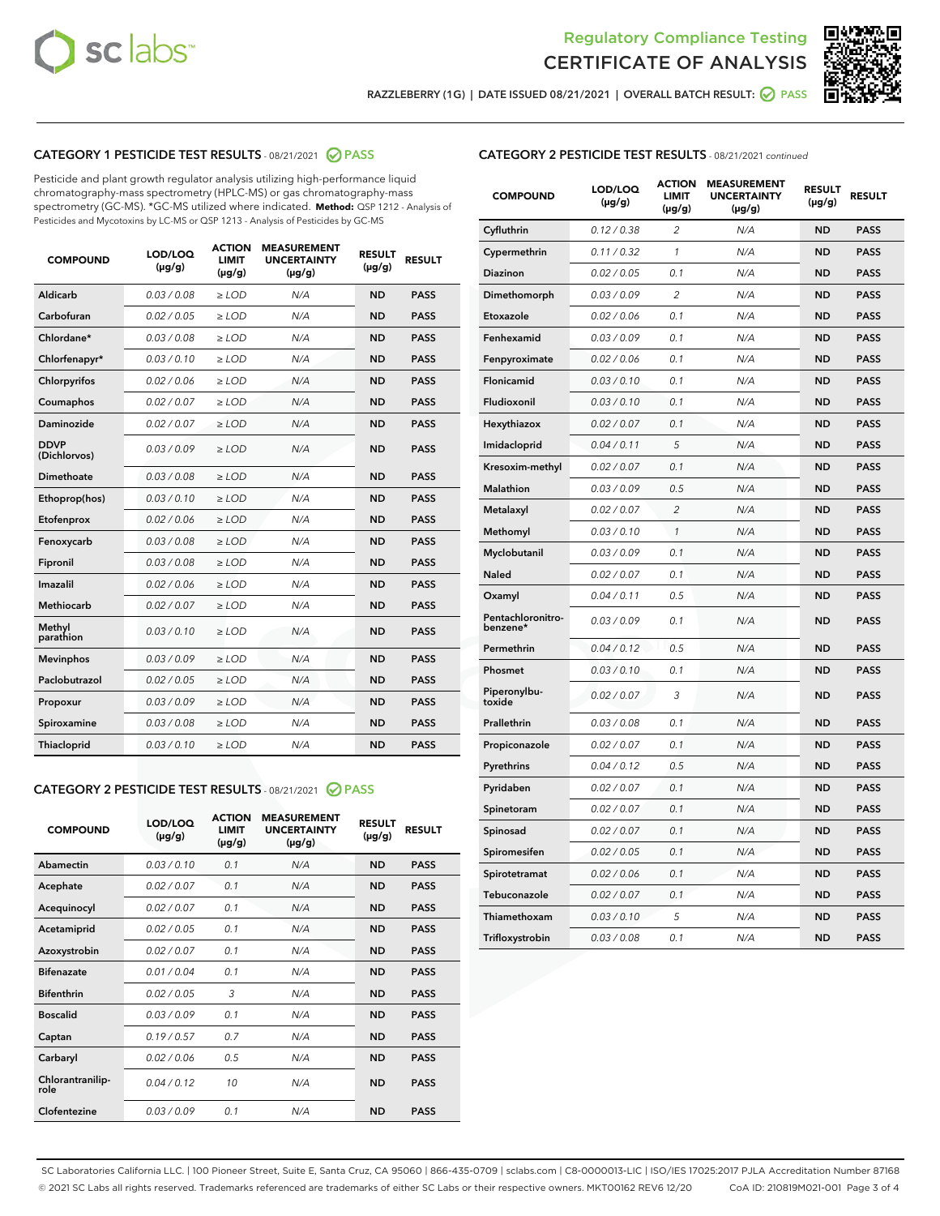Regulatory Compliance Testing
CERTIFICATE OF ANALYSIS

RAZZLEBERRY (1G) | DATE ISSUED 08/21/2021 | OVERALL BATCH RESULT: PASS

## CATEGORY 1 PESTICIDE TEST RESULTS - 08/21/2021 PASS

Pesticide and plant growth regulator analysis utilizing high-performance liquid chromatography-mass spectrometry (HPLC-MS) or gas chromatography-mass spectrometry (GC-MS). *GC-MS utilized where indicated. **Method:** QSP 1212 - Analysis of Pesticides and Mycotoxins by LC-MS or QSP 1213 - Analysis of Pesticides by GC-MS

| COMPOUND | LOD/LOQ (µg/g) | ACTION LIMIT (µg/g) | MEASUREMENT UNCERTAINTY (µg/g) | RESULT (µg/g) | RESULT |
|---|---|---|---|---|---|
| Aldicarb | 0.03 / 0.08 | ≥ LOD | N/A | ND | PASS |
| Carbofuran | 0.02 / 0.05 | ≥ LOD | N/A | ND | PASS |
| Chlordane* | 0.03 / 0.08 | ≥ LOD | N/A | ND | PASS |
| Chlorfenapyr* | 0.03 / 0.10 | ≥ LOD | N/A | ND | PASS |
| Chlorpyrifos | 0.02 / 0.06 | ≥ LOD | N/A | ND | PASS |
| Coumaphos | 0.02 / 0.07 | ≥ LOD | N/A | ND | PASS |
| Daminozide | 0.02 / 0.07 | ≥ LOD | N/A | ND | PASS |
| DDVP (Dichlorvos) | 0.03 / 0.09 | ≥ LOD | N/A | ND | PASS |
| Dimethoate | 0.03 / 0.08 | ≥ LOD | N/A | ND | PASS |
| Ethoprop(hos) | 0.03 / 0.10 | ≥ LOD | N/A | ND | PASS |
| Etofenprox | 0.02 / 0.06 | ≥ LOD | N/A | ND | PASS |
| Fenoxycarb | 0.03 / 0.08 | ≥ LOD | N/A | ND | PASS |
| Fipronil | 0.03 / 0.08 | ≥ LOD | N/A | ND | PASS |
| Imazalil | 0.02 / 0.06 | ≥ LOD | N/A | ND | PASS |
| Methiocarb | 0.02 / 0.07 | ≥ LOD | N/A | ND | PASS |
| Methyl parathion | 0.03 / 0.10 | ≥ LOD | N/A | ND | PASS |
| Mevinphos | 0.03 / 0.09 | ≥ LOD | N/A | ND | PASS |
| Paclobutrazol | 0.02 / 0.05 | ≥ LOD | N/A | ND | PASS |
| Propoxur | 0.03 / 0.09 | ≥ LOD | N/A | ND | PASS |
| Spiroxamine | 0.03 / 0.08 | ≥ LOD | N/A | ND | PASS |
| Thiacloprid | 0.03 / 0.10 | ≥ LOD | N/A | ND | PASS |

## CATEGORY 2 PESTICIDE TEST RESULTS - 08/21/2021 PASS

| COMPOUND | LOD/LOQ (µg/g) | ACTION LIMIT (µg/g) | MEASUREMENT UNCERTAINTY (µg/g) | RESULT (µg/g) | RESULT |
|---|---|---|---|---|---|
| Abamectin | 0.03 / 0.10 | 0.1 | N/A | ND | PASS |
| Acephate | 0.02 / 0.07 | 0.1 | N/A | ND | PASS |
| Acequinocyl | 0.02 / 0.07 | 0.1 | N/A | ND | PASS |
| Acetamiprid | 0.02 / 0.05 | 0.1 | N/A | ND | PASS |
| Azoxystrobin | 0.02 / 0.07 | 0.1 | N/A | ND | PASS |
| Bifenazate | 0.01 / 0.04 | 0.1 | N/A | ND | PASS |
| Bifenthrin | 0.02 / 0.05 | 3 | N/A | ND | PASS |
| Boscalid | 0.03 / 0.09 | 0.1 | N/A | ND | PASS |
| Captan | 0.19 / 0.57 | 0.7 | N/A | ND | PASS |
| Carbaryl | 0.02 / 0.06 | 0.5 | N/A | ND | PASS |
| Chlorantraniliprole | 0.04 / 0.12 | 10 | N/A | ND | PASS |
| Clofentezine | 0.03 / 0.09 | 0.1 | N/A | ND | PASS |
| Cyfluthrin | 0.12 / 0.38 | 2 | N/A | ND | PASS |
| Cypermethrin | 0.11 / 0.32 | 1 | N/A | ND | PASS |
| Diazinon | 0.02 / 0.05 | 0.1 | N/A | ND | PASS |
| Dimethomorph | 0.03 / 0.09 | 2 | N/A | ND | PASS |
| Etoxazole | 0.02 / 0.06 | 0.1 | N/A | ND | PASS |
| Fenhexamid | 0.03 / 0.09 | 0.1 | N/A | ND | PASS |
| Fenpyroximate | 0.02 / 0.06 | 0.1 | N/A | ND | PASS |
| Flonicamid | 0.03 / 0.10 | 0.1 | N/A | ND | PASS |
| Fludioxonil | 0.03 / 0.10 | 0.1 | N/A | ND | PASS |
| Hexythiazox | 0.02 / 0.07 | 0.1 | N/A | ND | PASS |
| Imidacloprid | 0.04 / 0.11 | 5 | N/A | ND | PASS |
| Kresoxim-methyl | 0.02 / 0.07 | 0.1 | N/A | ND | PASS |
| Malathion | 0.03 / 0.09 | 0.5 | N/A | ND | PASS |
| Metalaxyl | 0.02 / 0.07 | 2 | N/A | ND | PASS |
| Methomyl | 0.03 / 0.10 | 1 | N/A | ND | PASS |
| Myclobutanil | 0.03 / 0.09 | 0.1 | N/A | ND | PASS |
| Naled | 0.02 / 0.07 | 0.1 | N/A | ND | PASS |
| Oxamyl | 0.04 / 0.11 | 0.5 | N/A | ND | PASS |
| Pentachloronitrobenzene* | 0.03 / 0.09 | 0.1 | N/A | ND | PASS |
| Permethrin | 0.04 / 0.12 | 0.5 | N/A | ND | PASS |
| Phosmet | 0.03 / 0.10 | 0.1 | N/A | ND | PASS |
| Piperonylbutoxide | 0.02 / 0.07 | 3 | N/A | ND | PASS |
| Prallethrin | 0.03 / 0.08 | 0.1 | N/A | ND | PASS |
| Propiconazole | 0.02 / 0.07 | 0.1 | N/A | ND | PASS |
| Pyrethrins | 0.04 / 0.12 | 0.5 | N/A | ND | PASS |
| Pyridaben | 0.02 / 0.07 | 0.1 | N/A | ND | PASS |
| Spinetoram | 0.02 / 0.07 | 0.1 | N/A | ND | PASS |
| Spinosad | 0.02 / 0.07 | 0.1 | N/A | ND | PASS |
| Spiromesifen | 0.02 / 0.05 | 0.1 | N/A | ND | PASS |
| Spirotetramat | 0.02 / 0.06 | 0.1 | N/A | ND | PASS |
| Tebuconazole | 0.02 / 0.07 | 0.1 | N/A | ND | PASS |
| Thiamethoxam | 0.03 / 0.10 | 5 | N/A | ND | PASS |
| Trifloxystrobin | 0.03 / 0.08 | 0.1 | N/A | ND | PASS |

SC Laboratories California LLC. | 100 Pioneer Street, Suite E, Santa Cruz, CA 95060 | 866-435-0709 | sclabs.com | C8-0000013-LIC | ISO/IES 17025:2017 PJLA Accreditation Number 87168
© 2021 SC Labs all rights reserved. Trademarks referenced are trademarks of either SC Labs or their respective owners. MKT00162 REV6 12/20 CoA ID: 210819M021-001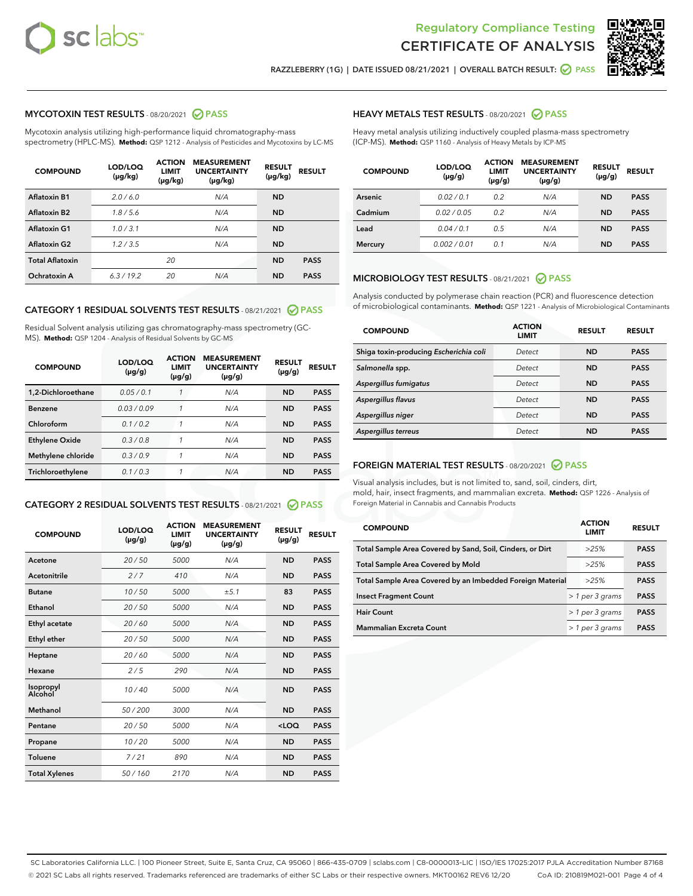Regulatory Compliance Testing

# CERTIFICATE OF ANALYSIS

RAZZLEBERRY (1G) | DATE ISSUED 08/21/2021 | OVERALL BATCH RESULT: PASS

## MYCOTOXIN TEST RESULTS - 08/20/2021 PASS

Mycotoxin analysis utilizing high-performance liquid chromatography-mass spectrometry (HPLC-MS). **Method:** QSP 1212 - Analysis of Pesticides and Mycotoxins by LC-MS

| COMPOUND | LOD/LOQ (µg/kg) | ACTION LIMIT (µg/kg) | MEASUREMENT UNCERTAINTY (µg/kg) | RESULT (µg/kg) | RESULT |
|---|---|---|---|---|---|
| Aflatoxin B1 | 2.0 / 6.0 | | N/A | ND | |
| Aflatoxin B2 | 1.8 / 5.6 | | N/A | ND | |
| Aflatoxin G1 | 1.0 / 3.1 | | N/A | ND | |
| Aflatoxin G2 | 1.2 / 3.5 | | N/A | ND | |
| Total Aflatoxin | | 20 | | ND | PASS |
| Ochratoxin A | 6.3 / 19.2 | 20 | N/A | ND | PASS |

## CATEGORY 1 RESIDUAL SOLVENTS TEST RESULTS - 08/21/2021 PASS

Residual Solvent analysis utilizing gas chromatography-mass spectrometry (GC-MS). **Method:** QSP 1204 - Analysis of Residual Solvents by GC-MS

| COMPOUND | LOD/LOQ (µg/g) | ACTION LIMIT (µg/g) | MEASUREMENT UNCERTAINTY (µg/g) | RESULT (µg/g) | RESULT |
|---|---|---|---|---|---|
| 1,2-Dichloroethane | 0.05 / 0.1 | 1 | N/A | ND | PASS |
| Benzene | 0.03 / 0.09 | 1 | N/A | ND | PASS |
| Chloroform | 0.1 / 0.2 | 1 | N/A | ND | PASS |
| Ethylene Oxide | 0.3 / 0.8 | 1 | N/A | ND | PASS |
| Methylene chloride | 0.3 / 0.9 | 1 | N/A | ND | PASS |
| Trichloroethylene | 0.1 / 0.3 | 1 | N/A | ND | PASS |

## CATEGORY 2 RESIDUAL SOLVENTS TEST RESULTS - 08/21/2021 PASS

| COMPOUND | LOD/LOQ (µg/g) | ACTION LIMIT (µg/g) | MEASUREMENT UNCERTAINTY (µg/g) | RESULT (µg/g) | RESULT |
|---|---|---|---|---|---|
| Acetone | 20 / 50 | 5000 | N/A | ND | PASS |
| Acetonitrile | 2 / 7 | 410 | N/A | ND | PASS |
| Butane | 10 / 50 | 5000 | ±5.1 | 83 | PASS |
| Ethanol | 20 / 50 | 5000 | N/A | ND | PASS |
| Ethyl acetate | 20 / 60 | 5000 | N/A | ND | PASS |
| Ethyl ether | 20 / 50 | 5000 | N/A | ND | PASS |
| Heptane | 20 / 60 | 5000 | N/A | ND | PASS |
| Hexane | 2 / 5 | 290 | N/A | ND | PASS |
| Isopropyl Alcohol | 10 / 40 | 5000 | N/A | ND | PASS |
| Methanol | 50 / 200 | 3000 | N/A | ND | PASS |
| Pentane | 20 / 50 | 5000 | N/A | <LOQ | PASS |
| Propane | 10 / 20 | 5000 | N/A | ND | PASS |
| Toluene | 7 / 21 | 890 | N/A | ND | PASS |
| Total Xylenes | 50 / 160 | 2170 | N/A | ND | PASS |

## HEAVY METALS TEST RESULTS - 08/20/2021 PASS

Heavy metal analysis utilizing inductively coupled plasma-mass spectrometry (ICP-MS). **Method:** QSP 1160 - Analysis of Heavy Metals by ICP-MS

| COMPOUND | LOD/LOQ (µg/g) | ACTION LIMIT (µg/g) | MEASUREMENT UNCERTAINTY (µg/g) | RESULT (µg/g) | RESULT |
|---|---|---|---|---|---|
| Arsenic | 0.02 / 0.1 | 0.2 | N/A | ND | PASS |
| Cadmium | 0.02 / 0.05 | 0.2 | N/A | ND | PASS |
| Lead | 0.04 / 0.1 | 0.5 | N/A | ND | PASS |
| Mercury | 0.002 / 0.01 | 0.1 | N/A | ND | PASS |

## MICROBIOLOGY TEST RESULTS - 08/21/2021 PASS

Analysis conducted by polymerase chain reaction (PCR) and fluorescence detection of microbiological contaminants. **Method:** QSP 1221 - Analysis of Microbiological Contaminants

| COMPOUND | ACTION LIMIT | RESULT | RESULT |
|---|---|---|---|
| Shiga toxin-producing *Escherichia coli* | Detect | ND | PASS |
| *Salmonella* spp. | Detect | ND | PASS |
| *Aspergillus fumigatus* | Detect | ND | PASS |
| *Aspergillus flavus* | Detect | ND | PASS |
| *Aspergillus niger* | Detect | ND | PASS |
| *Aspergillus terreus* | Detect | ND | PASS |

## FOREIGN MATERIAL TEST RESULTS - 08/20/2021 PASS

Visual analysis includes, but is not limited to, sand, soil, cinders, dirt, mold, hair, insect fragments, and mammalian excreta. **Method:** QSP 1226 - Analysis of Foreign Material in Cannabis and Cannabis Products

| COMPOUND | ACTION LIMIT | RESULT |
|---|---|---|
| Total Sample Area Covered by Sand, Soil, Cinders, or Dirt | >25% | PASS |
| Total Sample Area Covered by Mold | >25% | PASS |
| Total Sample Area Covered by an Imbedded Foreign Material | >25% | PASS |
| Insect Fragment Count | > 1 per 3 grams | PASS |
| Hair Count | > 1 per 3 grams | PASS |
| Mammalian Excreta Count | > 1 per 3 grams | PASS |

SC Laboratories California LLC. | 100 Pioneer Street, Suite E, Santa Cruz, CA 95060 | 866-435-0709 | sclabs.com | C8-0000013-LIC | ISO/IES 17025:2017 PJLA Accreditation Number 87168
© 2021 SC Labs all rights reserved. Trademarks referenced are trademarks of either SC Labs or their respective owners. MKT00162 REV6 12/20 CoA ID: 210819M021-001